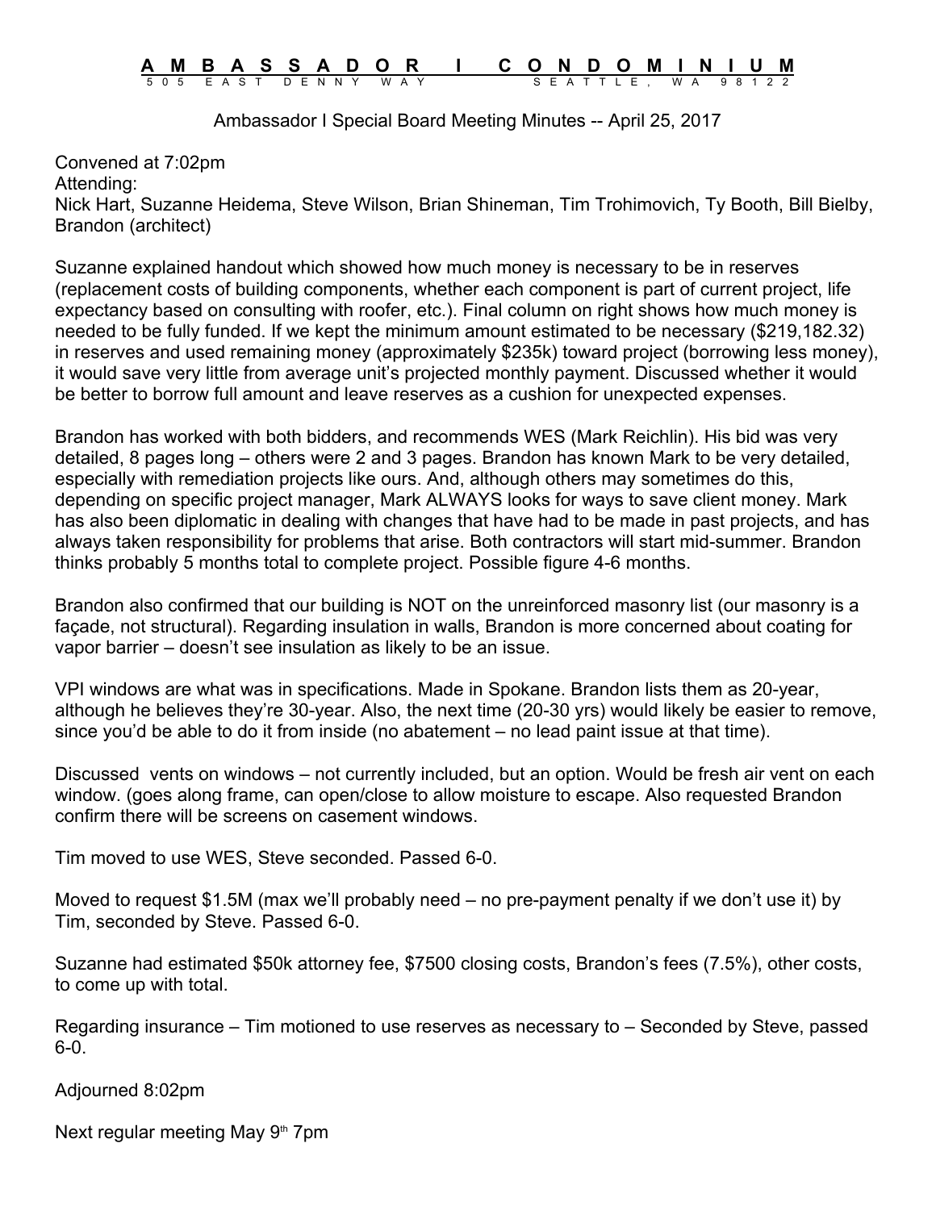# AMBASSADOR I CONDOMINIUM

505 EAST DENNY WAY SEATTLE, WA 98122

Ambassador I Special Board Meeting Minutes -- April 25, 2017

Convened at 7:02pm
Attending:
Nick Hart, Suzanne Heidema, Steve Wilson, Brian Shineman, Tim Trohimovich, Ty Booth, Bill Bielby, Brandon (architect)

Suzanne explained handout which showed how much money is necessary to be in reserves (replacement costs of building components, whether each component is part of current project, life expectancy based on consulting with roofer, etc.). Final column on right shows how much money is needed to be fully funded. If we kept the minimum amount estimated to be necessary ($219,182.32) in reserves and used remaining money (approximately $235k) toward project (borrowing less money), it would save very little from average unit's projected monthly payment. Discussed whether it would be better to borrow full amount and leave reserves as a cushion for unexpected expenses.

Brandon has worked with both bidders, and recommends WES (Mark Reichlin). His bid was very detailed, 8 pages long – others were 2 and 3 pages. Brandon has known Mark to be very detailed, especially with remediation projects like ours. And, although others may sometimes do this, depending on specific project manager, Mark ALWAYS looks for ways to save client money. Mark has also been diplomatic in dealing with changes that have had to be made in past projects, and has always taken responsibility for problems that arise. Both contractors will start mid-summer. Brandon thinks probably 5 months total to complete project. Possible figure 4-6 months.

Brandon also confirmed that our building is NOT on the unreinforced masonry list (our masonry is a façade, not structural). Regarding insulation in walls, Brandon is more concerned about coating for vapor barrier – doesn't see insulation as likely to be an issue.

VPI windows are what was in specifications. Made in Spokane. Brandon lists them as 20-year, although he believes they're 30-year. Also, the next time (20-30 yrs) would likely be easier to remove, since you'd be able to do it from inside (no abatement – no lead paint issue at that time).

Discussed vents on windows – not currently included, but an option. Would be fresh air vent on each window. (goes along frame, can open/close to allow moisture to escape. Also requested Brandon confirm there will be screens on casement windows.

Tim moved to use WES, Steve seconded. Passed 6-0.

Moved to request $1.5M (max we'll probably need – no pre-payment penalty if we don't use it) by Tim, seconded by Steve. Passed 6-0.

Suzanne had estimated $50k attorney fee, $7500 closing costs, Brandon's fees (7.5%), other costs, to come up with total.

Regarding insurance – Tim motioned to use reserves as necessary to – Seconded by Steve, passed 6-0.

Adjourned 8:02pm

Next regular meeting May 9th 7pm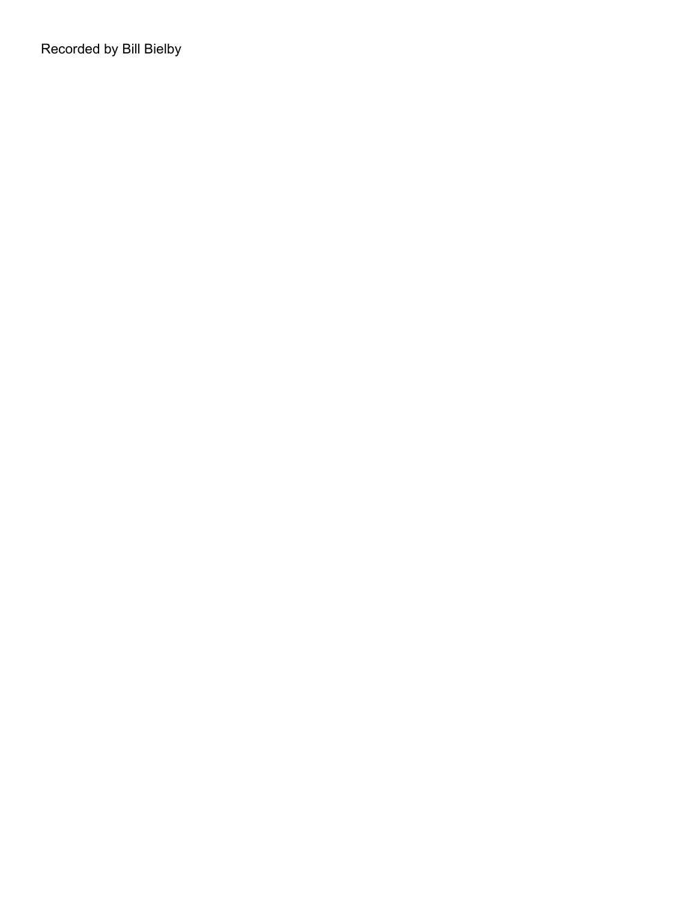Recorded by Bill Bielby